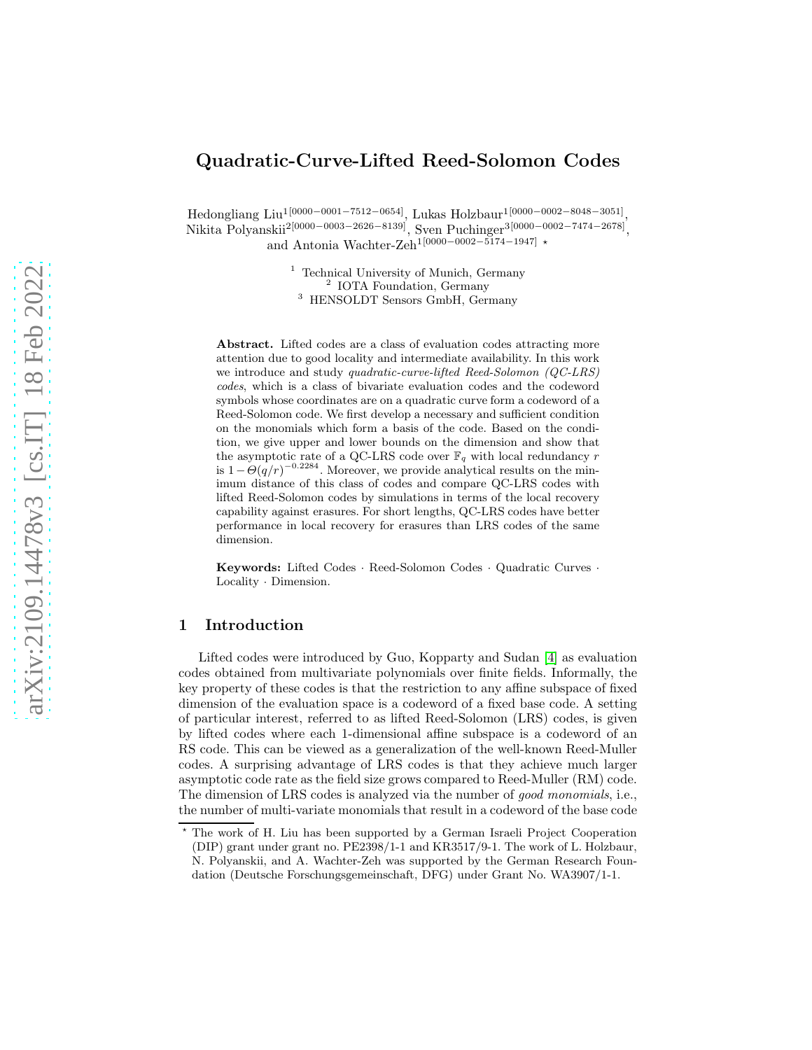# Quadratic-Curve-Lifted Reed-Solomon Codes

Hedongliang Liu[1][0000−0001−7512−0654], Lukas Holzbaur[1][0000−0002−8048−3051], Nikita Polyanskii[2][0000−0003−2626−8139], Sven Puchinger[3][0000−0002−7474−2678], and Antonia Wachter-Zeh[1][0000−0002−5174−1947] ⋆

[1] Technical University of Munich, Germany
[2] IOTA Foundation, Germany
[3] HENSOLDT Sensors GmbH, Germany

**Abstract.** Lifted codes are a class of evaluation codes attracting more attention due to good locality and intermediate availability. In this work we introduce and study *quadratic-curve-lifted Reed-Solomon (QC-LRS) codes*, which is a class of bivariate evaluation codes and the codeword symbols whose coordinates are on a quadratic curve form a codeword of a Reed-Solomon code. We first develop a necessary and sufficient condition on the monomials which form a basis of the code. Based on the condition, we give upper and lower bounds on the dimension and show that the asymptotic rate of a QC-LRS code over $\mathbb{F}_q$ with local redundancy $r$ is $1-\Theta(q/r)^{-0.2284}$. Moreover, we provide analytical results on the minimum distance of this class of codes and compare QC-LRS codes with lifted Reed-Solomon codes by simulations in terms of the local recovery capability against erasures. For short lengths, QC-LRS codes have better performance in local recovery for erasures than LRS codes of the same dimension.

**Keywords:** Lifted Codes · Reed-Solomon Codes · Quadratic Curves · Locality · Dimension.

## 1 Introduction

Lifted codes were introduced by Guo, Kopparty and Sudan [4] as evaluation codes obtained from multivariate polynomials over finite fields. Informally, the key property of these codes is that the restriction to any affine subspace of fixed dimension of the evaluation space is a codeword of a fixed base code. A setting of particular interest, referred to as lifted Reed-Solomon (LRS) codes, is given by lifted codes where each 1-dimensional affine subspace is a codeword of an RS code. This can be viewed as a generalization of the well-known Reed-Muller codes. A surprising advantage of LRS codes is that they achieve much larger asymptotic code rate as the field size grows compared to Reed-Muller (RM) code. The dimension of LRS codes is analyzed via the number of *good monomials*, i.e., the number of multi-variate monomials that result in a codeword of the base code

⋆ The work of H. Liu has been supported by a German Israeli Project Cooperation (DIP) grant under grant no. PE2398/1-1 and KR3517/9-1. The work of L. Holzbaur, N. Polyanskii, and A. Wachter-Zeh was supported by the German Research Foundation (Deutsche Forschungsgemeinschaft, DFG) under Grant No. WA3907/1-1.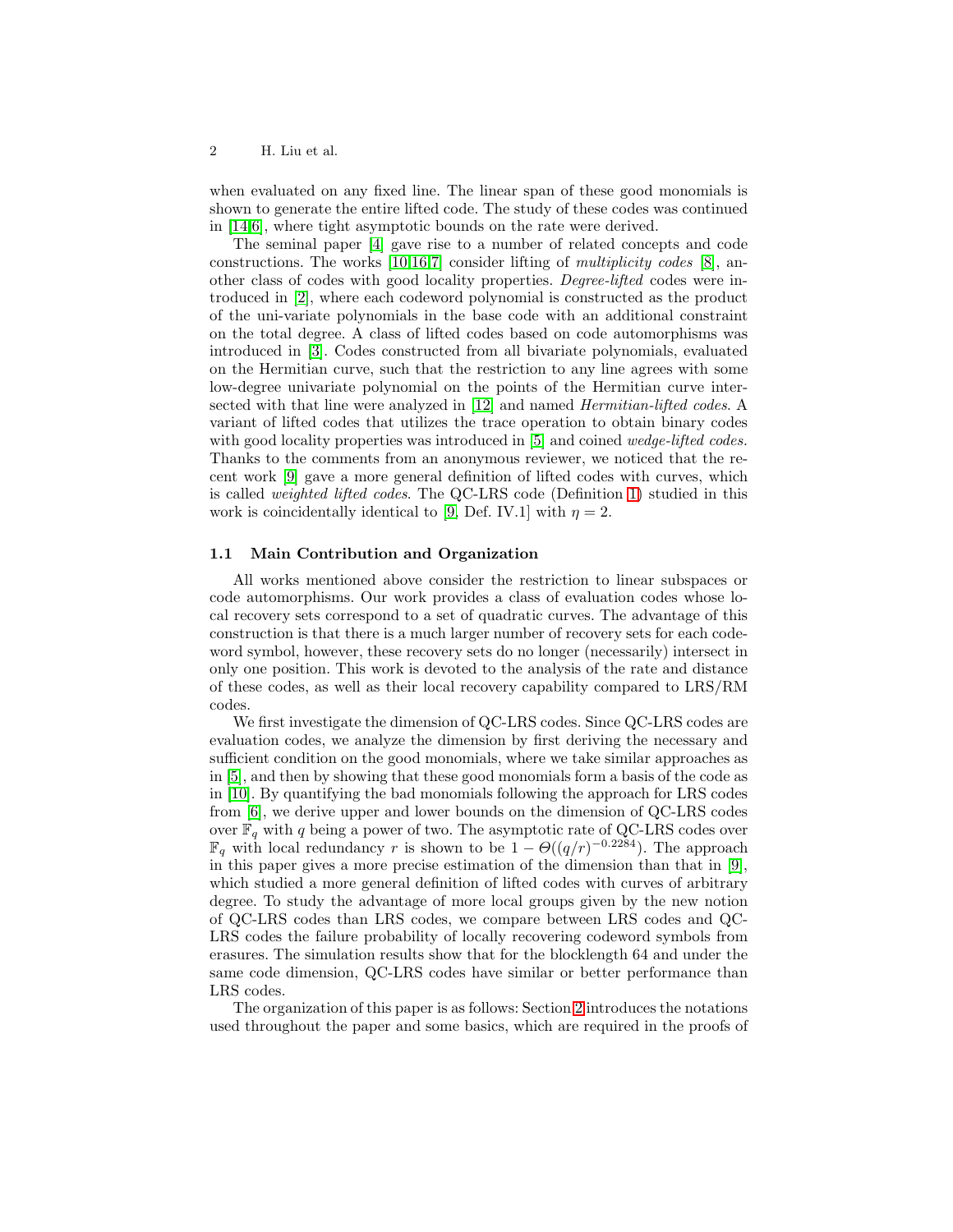when evaluated on any fixed line. The linear span of these good monomials is shown to generate the entire lifted code. The study of these codes was continued in [14,6], where tight asymptotic bounds on the rate were derived.

The seminal paper [4] gave rise to a number of related concepts and code constructions. The works [10,16,7] consider lifting of *multiplicity codes* [8], another class of codes with good locality properties. *Degree-lifted* codes were introduced in [2], where each codeword polynomial is constructed as the product of the uni-variate polynomials in the base code with an additional constraint on the total degree. A class of lifted codes based on code automorphisms was introduced in [3]. Codes constructed from all bivariate polynomials, evaluated on the Hermitian curve, such that the restriction to any line agrees with some low-degree univariate polynomial on the points of the Hermitian curve intersected with that line were analyzed in [12] and named *Hermitian-lifted codes*. A variant of lifted codes that utilizes the trace operation to obtain binary codes with good locality properties was introduced in [5] and coined *wedge-lifted codes*. Thanks to the comments from an anonymous reviewer, we noticed that the recent work [9] gave a more general definition of lifted codes with curves, which is called *weighted lifted codes*. The QC-LRS code (Definition 1) studied in this work is coincidentally identical to [9, Def. IV.1] with $\eta = 2$.

### 1.1 Main Contribution and Organization

All works mentioned above consider the restriction to linear subspaces or code automorphisms. Our work provides a class of evaluation codes whose local recovery sets correspond to a set of quadratic curves. The advantage of this construction is that there is a much larger number of recovery sets for each codeword symbol, however, these recovery sets do no longer (necessarily) intersect in only one position. This work is devoted to the analysis of the rate and distance of these codes, as well as their local recovery capability compared to LRS/RM codes.

We first investigate the dimension of QC-LRS codes. Since QC-LRS codes are evaluation codes, we analyze the dimension by first deriving the necessary and sufficient condition on the good monomials, where we take similar approaches as in [5], and then by showing that these good monomials form a basis of the code as in [10]. By quantifying the bad monomials following the approach for LRS codes from [6], we derive upper and lower bounds on the dimension of QC-LRS codes over $\mathbb{F}_q$ with $q$ being a power of two. The asymptotic rate of QC-LRS codes over $\mathbb{F}_q$ with local redundancy $r$ is shown to be $1 - \Theta((q/r)^{-0.2284})$. The approach in this paper gives a more precise estimation of the dimension than that in [9], which studied a more general definition of lifted codes with curves of arbitrary degree. To study the advantage of more local groups given by the new notion of QC-LRS codes than LRS codes, we compare between LRS codes and QC-LRS codes the failure probability of locally recovering codeword symbols from erasures. The simulation results show that for the blocklength 64 and under the same code dimension, QC-LRS codes have similar or better performance than LRS codes.

The organization of this paper is as follows: Section 2 introduces the notations used throughout the paper and some basics, which are required in the proofs of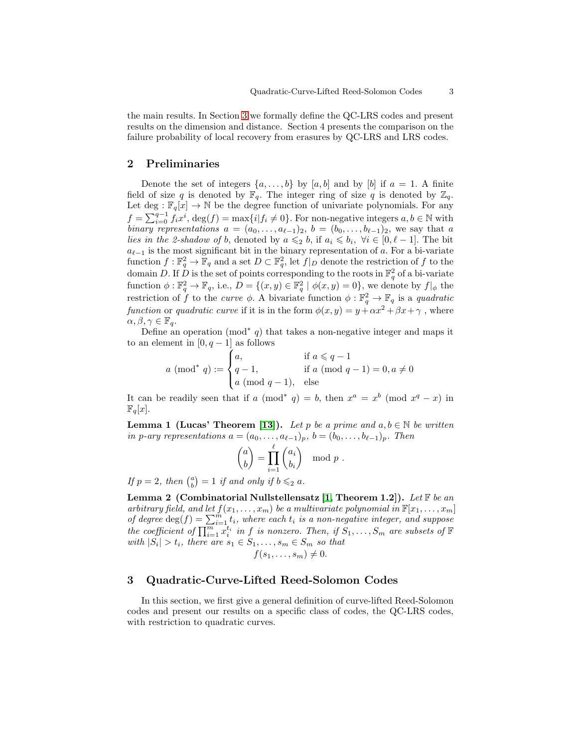the main results. In Section 3 we formally define the QC-LRS codes and present results on the dimension and distance. Section 4 presents the comparison on the failure probability of local recovery from erasures by QC-LRS and LRS codes.

## 2 Preliminaries

Denote the set of integers $\{a,\dots,b\}$ by $[a,b]$ and by $[b]$ if $a=1$. A finite field of size $q$ is denoted by $\mathbb{F}_q$. The integer ring of size $q$ is denoted by $\mathbb{Z}_q$. Let $\deg : \mathbb{F}_q[x] \to \mathbb{N}$ be the degree function of univariate polynomials. For any $f = \sum_{i=0}^{q-1} f_i x^i$, $\deg(f) = \max\{i | f_i \neq 0\}$. For non-negative integers $a,b \in \mathbb{N}$ with *binary representations* $a = (a_0,\dots,a_{\ell-1})_2$, $b = (b_0,\dots,b_{\ell-1})_2$, we say that $a$ *lies in the 2-shadow of* $b$, denoted by $a \leqslant_2 b$, if $a_i \leqslant b_i$, $\forall i \in [0,\ell-1]$. The bit $a_{\ell-1}$ is the most significant bit in the binary representation of $a$. For a bi-variate function $f : \mathbb{F}_q^2 \to \mathbb{F}_q$ and a set $D \subset \mathbb{F}_q^2$, let $f|_D$ denote the restriction of $f$ to the domain $D$. If $D$ is the set of points corresponding to the roots in $\mathbb{F}_q^2$ of a bi-variate function $\phi : \mathbb{F}_q^2 \to \mathbb{F}_q$, i.e., $D = \{(x,y) \in \mathbb{F}_q^2 \mid \phi(x,y) = 0\}$, we denote by $f|_\phi$ the restriction of $f$ to the *curve* $\phi$. A bivariate function $\phi : \mathbb{F}_q^2 \to \mathbb{F}_q$ is a *quadratic function* or *quadratic curve* if it is in the form $\phi(x,y) = y + \alpha x^2 + \beta x + \gamma$ , where $\alpha, \beta, \gamma \in \mathbb{F}_q$.

Define an operation $(\text{mod}^*\ q)$ that takes a non-negative integer and maps it to an element in $[0,q-1]$ as follows

$$
a \ (\text{mod}^*\ q) := \begin{cases} a, & \text{if } a \leqslant q-1 \\ q-1, & \text{if } a \ (\text{mod } q-1) = 0, a \neq 0 \\ a \ (\text{mod } q-1), & \text{else} \end{cases}
$$

It can be readily seen that if $a \ (\text{mod}^*\ q) = b$, then $x^a = x^b \ (\text{mod } x^q - x)$ in $\mathbb{F}_q[x]$.

**Lemma 1 (Lucas' Theorem [13]).** *Let $p$ be a prime and $a,b \in \mathbb{N}$ be written in $p$-ary representations $a = (a_0,\dots,a_{\ell-1})_p$, $b = (b_0,\dots,b_{\ell-1})_p$. Then*

$$
\binom{a}{b} = \prod_{i=1}^{\ell} \binom{a_i}{b_i} \mod p \ .
$$

*If $p=2$, then $\binom{a}{b} = 1$ if and only if $b \leqslant_2 a$.*

**Lemma 2 (Combinatorial Nullstellensatz [1, Theorem 1.2]).** *Let $\mathbb{F}$ be an arbitrary field, and let $f(x_1,\dots,x_m)$ be a multivariate polynomial in $\mathbb{F}[x_1,\dots,x_m]$ of degree $\deg(f) = \sum_{i=1}^m t_i$, where each $t_i$ is a non-negative integer, and suppose the coefficient of $\prod_{i=1}^m x_i^{t_i}$ in $f$ is nonzero. Then, if $S_1,\dots,S_m$ are subsets of $\mathbb{F}$ with $|S_i| > t_i$, there are $s_1 \in S_1,\dots,s_m \in S_m$ so that*

$$
f(s_1,\dots,s_m) \neq 0.
$$

## 3 Quadratic-Curve-Lifted Reed-Solomon Codes

In this section, we first give a general definition of curve-lifted Reed-Solomon codes and present our results on a specific class of codes, the QC-LRS codes, with restriction to quadratic curves.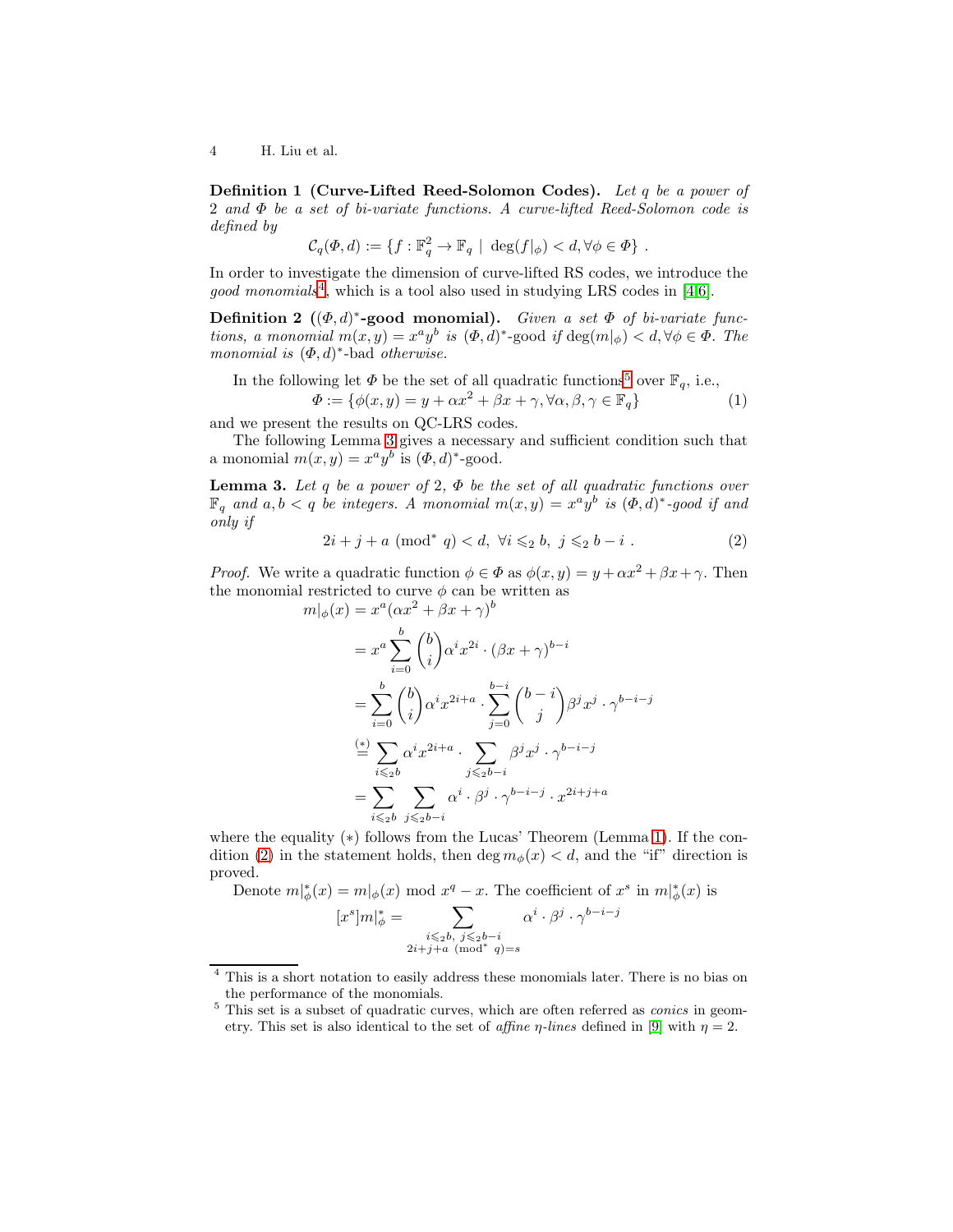**Definition 1 (Curve-Lifted Reed-Solomon Codes).** *Let $q$ be a power of 2 and $\Phi$ be a set of bi-variate functions. A curve-lifted Reed-Solomon code is defined by*

$$\mathcal{C}_q(\Phi, d) := \{f : \mathbb{F}_q^2 \to \mathbb{F}_q \mid \deg(f|_\phi) < d, \forall \phi \in \Phi\} .$$

In order to investigate the dimension of curve-lifted RS codes, we introduce the *good monomials*[4], which is a tool also used in studying LRS codes in [4,6].

**Definition 2 ($(\Phi, d)^*$-good monomial).** *Given a set $\Phi$ of bi-variate functions, a monomial $m(x, y) = x^a y^b$ is* $(\Phi, d)^*$-good *if $\deg(m|_\phi) < d, \forall \phi \in \Phi$. The monomial is* $(\Phi, d)^*$-bad *otherwise.*

In the following let $\Phi$ be the set of all quadratic functions[5] over $\mathbb{F}_q$, i.e.,

$$\Phi := \{\phi(x, y) = y + \alpha x^2 + \beta x + \gamma, \forall \alpha, \beta, \gamma \in \mathbb{F}_q\} \tag{1}$$

and we present the results on QC-LRS codes.

The following Lemma 3 gives a necessary and sufficient condition such that a monomial $m(x, y) = x^a y^b$ is $(\Phi, d)^*$-good.

**Lemma 3.** *Let $q$ be a power of 2, $\Phi$ be the set of all quadratic functions over $\mathbb{F}_q$ and $a, b < q$ be integers. A monomial $m(x, y) = x^a y^b$ is $(\Phi, d)^*$-good if and only if*

$$2i + j + a \pmod{^* q} < d, \ \forall i \leqslant_2 b, \ j \leqslant_2 b - i . \tag{2}$$

*Proof.* We write a quadratic function $\phi \in \Phi$ as $\phi(x, y) = y + \alpha x^2 + \beta x + \gamma$. Then the monomial restricted to curve $\phi$ can be written as

$$\begin{aligned}
m|_\phi(x) &= x^a(\alpha x^2 + \beta x + \gamma)^b \\
&= x^a \sum_{i=0}^{b} \binom{b}{i} \alpha^i x^{2i} \cdot (\beta x + \gamma)^{b-i} \\
&= \sum_{i=0}^{b} \binom{b}{i} \alpha^i x^{2i+a} \cdot \sum_{j=0}^{b-i} \binom{b-i}{j} \beta^j x^j \cdot \gamma^{b-i-j} \\
&\overset{(*)}{=} \sum_{i \leqslant_2 b} \alpha^i x^{2i+a} \cdot \sum_{j \leqslant_2 b-i} \beta^j x^j \cdot \gamma^{b-i-j} \\
&= \sum_{i \leqslant_2 b} \sum_{j \leqslant_2 b-i} \alpha^i \cdot \beta^j \cdot \gamma^{b-i-j} \cdot x^{2i+j+a}
\end{aligned}$$

where the equality $(*)$ follows from the Lucas' Theorem (Lemma 1). If the condition (2) in the statement holds, then $\deg m_\phi(x) < d$, and the "if" direction is proved.

Denote $m|_\phi^*(x) = m|_\phi(x) \bmod x^q - x$. The coefficient of $x^s$ in $m|_\phi^*(x)$ is

$$[x^s]m|_\phi^* = \sum_{\substack{i \leqslant_2 b, \ j \leqslant_2 b-i \\ 2i+j+a \pmod{^* q} = s}} \alpha^i \cdot \beta^j \cdot \gamma^{b-i-j}$$

---

[4] This is a short notation to easily address these monomials later. There is no bias on the performance of the monomials.

[5] This set is a subset of quadratic curves, which are often referred as *conics* in geometry. This set is also identical to the set of *affine $\eta$-lines* defined in [9] with $\eta = 2$.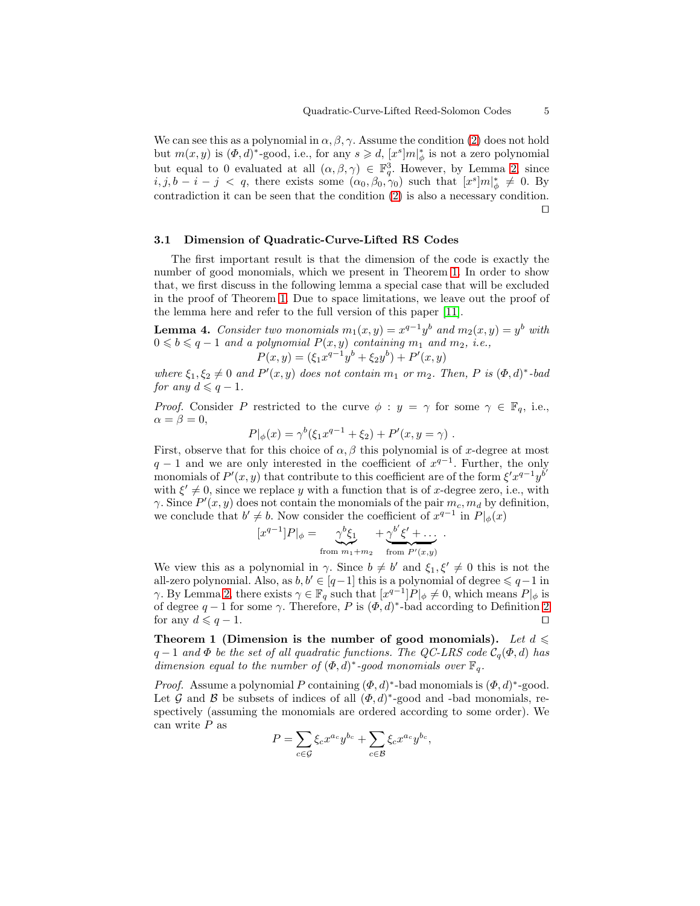We can see this as a polynomial in $\alpha, \beta, \gamma$. Assume the condition (2) does not hold but $m(x,y)$ is $(\Phi, d)^*$-good, i.e., for any $s \geqslant d$, $[x^s]m|_\phi^*$ is not a zero polynomial but equal to 0 evaluated at all $(\alpha, \beta, \gamma) \in \mathbb{F}_q^3$. However, by Lemma 2, since $i, j, b-i-j < q$, there exists some $(\alpha_0, \beta_0, \gamma_0)$ such that $[x^s]m|_\phi^* \neq 0$. By contradiction it can be seen that the condition (2) is also a necessary condition. ◻

### 3.1 Dimension of Quadratic-Curve-Lifted RS Codes

The first important result is that the dimension of the code is exactly the number of good monomials, which we present in Theorem 1. In order to show that, we first discuss in the following lemma a special case that will be excluded in the proof of Theorem 1. Due to space limitations, we leave out the proof of the lemma here and refer to the full version of this paper [11].

**Lemma 4.** *Consider two monomials $m_1(x,y) = x^{q-1}y^b$ and $m_2(x,y) = y^b$ with $0 \leqslant b \leqslant q-1$ and a polynomial $P(x,y)$ containing $m_1$ and $m_2$, i.e.,*

$$P(x,y) = (\xi_1 x^{q-1} y^b + \xi_2 y^b) + P'(x,y)$$

*where $\xi_1, \xi_2 \neq 0$ and $P'(x,y)$ does not contain $m_1$ or $m_2$. Then, $P$ is $(\Phi, d)^*$-bad for any $d \leqslant q-1$.*

*Proof.* Consider $P$ restricted to the curve $\phi : y = \gamma$ for some $\gamma \in \mathbb{F}_q$, i.e., $\alpha = \beta = 0$,

$$P|_\phi(x) = \gamma^b(\xi_1 x^{q-1} + \xi_2) + P'(x, y = \gamma) .$$

First, observe that for this choice of $\alpha, \beta$ this polynomial is of $x$-degree at most $q-1$ and we are only interested in the coefficient of $x^{q-1}$. Further, the only monomials of $P'(x,y)$ that contribute to this coefficient are of the form $\xi' x^{q-1} y^{b'}$ with $\xi' \neq 0$, since we replace $y$ with a function that is of $x$-degree zero, i.e., with $\gamma$. Since $P'(x,y)$ does not contain the monomials of the pair $m_c, m_d$ by definition, we conclude that $b' \neq b$. Now consider the coefficient of $x^{q-1}$ in $P|_\phi(x)$

$$[x^{q-1}]P|_\phi = \underbrace{\gamma^b \xi_1}_{\text{from } m_1 + m_2} + \underbrace{\gamma^{b'} \xi' + \ldots}_{\text{from } P'(x,y)} .$$

We view this as a polynomial in $\gamma$. Since $b \neq b'$ and $\xi_1, \xi' \neq 0$ this is not the all-zero polynomial. Also, as $b, b' \in [q-1]$ this is a polynomial of degree $\leqslant q-1$ in $\gamma$. By Lemma 2, there exists $\gamma \in \mathbb{F}_q$ such that $[x^{q-1}]P|_\phi \neq 0$, which means $P|_\phi$ is of degree $q-1$ for some $\gamma$. Therefore, $P$ is $(\Phi, d)^*$-bad according to Definition 2 for any $d \leqslant q-1$. ◻

**Theorem 1 (Dimension is the number of good monomials).** *Let $d \leqslant q-1$ and $\Phi$ be the set of all quadratic functions. The QC-LRS code $\mathcal{C}_q(\Phi, d)$ has dimension equal to the number of $(\Phi, d)^*$-good monomials over $\mathbb{F}_q$.*

*Proof.* Assume a polynomial $P$ containing $(\Phi, d)^*$-bad monomials is $(\Phi, d)^*$-good. Let $\mathcal{G}$ and $\mathcal{B}$ be subsets of indices of all $(\Phi, d)^*$-good and -bad monomials, respectively (assuming the monomials are ordered according to some order). We can write $P$ as

$$P = \sum_{c \in \mathcal{G}} \xi_c x^{a_c} y^{b_c} + \sum_{c \in \mathcal{B}} \xi_c x^{a_c} y^{b_c},$$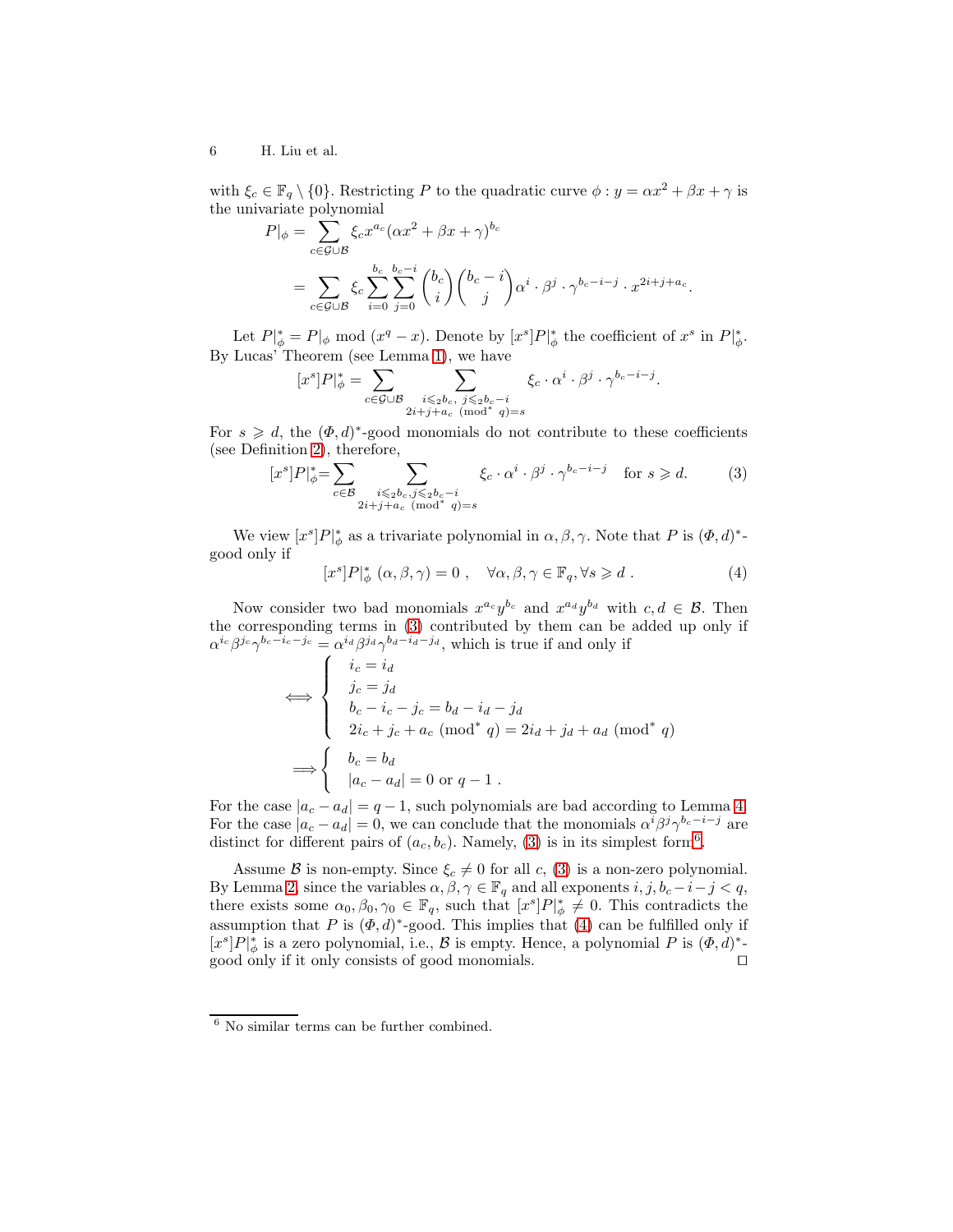with $\xi_c \in \mathbb{F}_q \setminus \{0\}$. Restricting $P$ to the quadratic curve $\phi : y = \alpha x^2 + \beta x + \gamma$ is the univariate polynomial

$$
\begin{aligned}
P|_\phi &= \sum_{c \in \mathcal{G} \cup \mathcal{B}} \xi_c x^{a_c} (\alpha x^2 + \beta x + \gamma)^{b_c} \\
&= \sum_{c \in \mathcal{G} \cup \mathcal{B}} \xi_c \sum_{i=0}^{b_c} \sum_{j=0}^{b_c - i} \binom{b_c}{i} \binom{b_c - i}{j} \alpha^i \cdot \beta^j \cdot \gamma^{b_c - i - j} \cdot x^{2i + j + a_c}.
\end{aligned}
$$

Let $P|_\phi^* = P|_\phi \bmod (x^q - x)$. Denote by $[x^s]P|_\phi^*$ the coefficient of $x^s$ in $P|_\phi^*$. By Lucas' Theorem (see Lemma 1), we have

$$
[x^s]P|_\phi^* = \sum_{c \in \mathcal{G} \cup \mathcal{B}} \sum_{\substack{i \leqslant_2 b_c,\ j \leqslant_2 b_c - i \\ 2i + j + a_c \ (\mathrm{mod}^*\ q) = s}} \xi_c \cdot \alpha^i \cdot \beta^j \cdot \gamma^{b_c - i - j}.
$$

For $s \geqslant d$, the $(\Phi, d)^*$-good monomials do not contribute to these coefficients (see Definition 2), therefore,

$$
[x^s]P|_\phi^* = \sum_{c \in \mathcal{B}} \sum_{\substack{i \leqslant_2 b_c, j \leqslant_2 b_c - i \\ 2i + j + a_c \ (\mathrm{mod}^*\ q) = s}} \xi_c \cdot \alpha^i \cdot \beta^j \cdot \gamma^{b_c - i - j} \quad \text{for } s \geqslant d. \tag{3}
$$

We view $[x^s]P|_\phi^*$ as a trivariate polynomial in $\alpha, \beta, \gamma$. Note that $P$ is $(\Phi, d)^*$-good only if

$$
[x^s]P|_\phi^* \ (\alpha, \beta, \gamma) = 0 \ , \quad \forall \alpha, \beta, \gamma \in \mathbb{F}_q, \forall s \geqslant d \ . \tag{4}
$$

Now consider two bad monomials $x^{a_c} y^{b_c}$ and $x^{a_d} y^{b_d}$ with $c, d \in \mathcal{B}$. Then the corresponding terms in (3) contributed by them can be added up only if $\alpha^{i_c} \beta^{j_c} \gamma^{b_c - i_c - j_c} = \alpha^{i_d} \beta^{j_d} \gamma^{b_d - i_d - j_d}$, which is true if and only if

$$
\Longleftrightarrow \begin{cases} i_c = i_d \\ j_c = j_d \\ b_c - i_c - j_c = b_d - i_d - j_d \\ 2i_c + j_c + a_c \ (\mathrm{mod}^*\ q) = 2i_d + j_d + a_d \ (\mathrm{mod}^*\ q) \end{cases}
$$

$$
\Longrightarrow \begin{cases} b_c = b_d \\ |a_c - a_d| = 0 \text{ or } q - 1 \ . \end{cases}
$$

For the case $|a_c - a_d| = q - 1$, such polynomials are bad according to Lemma 4. For the case $|a_c - a_d| = 0$, we can conclude that the monomials $\alpha^i \beta^j \gamma^{b_c - i - j}$ are distinct for different pairs of $(a_c, b_c)$. Namely, (3) is in its simplest form[6].

Assume $\mathcal{B}$ is non-empty. Since $\xi_c \neq 0$ for all $c$, (3) is a non-zero polynomial. By Lemma 2, since the variables $\alpha, \beta, \gamma \in \mathbb{F}_q$ and all exponents $i, j, b_c - i - j < q$, there exists some $\alpha_0, \beta_0, \gamma_0 \in \mathbb{F}_q$, such that $[x^s]P|_\phi^* \neq 0$. This contradicts the assumption that $P$ is $(\Phi, d)^*$-good. This implies that (4) can be fulfilled only if $[x^s]P|_\phi^*$ is a zero polynomial, i.e., $\mathcal{B}$ is empty. Hence, a polynomial $P$ is $(\Phi, d)^*$-good only if it only consists of good monomials. $\square$

[6] No similar terms can be further combined.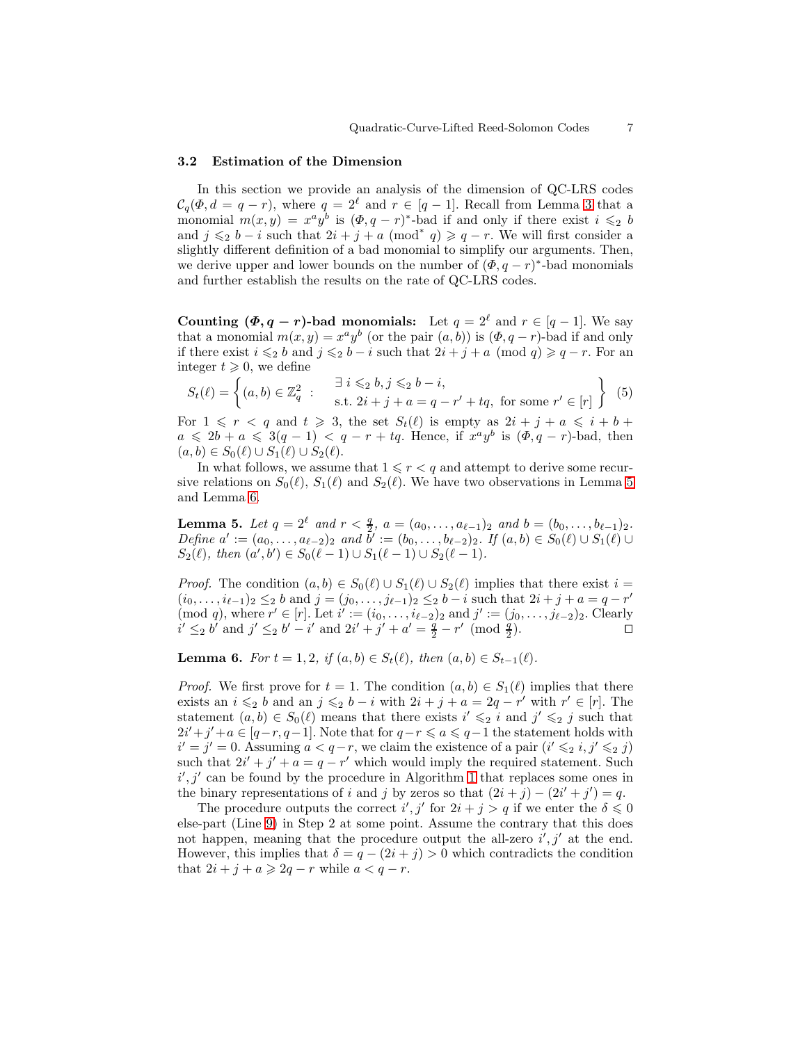### 3.2 Estimation of the Dimension

In this section we provide an analysis of the dimension of QC-LRS codes $\mathcal{C}_q(\Phi, d = q - r)$, where $q = 2^\ell$ and $r \in [q-1]$. Recall from Lemma 3 that a monomial $m(x, y) = x^a y^b$ is $(\Phi, q-r)^*$-bad if and only if there exist $i \leqslant_2 b$ and $j \leqslant_2 b - i$ such that $2i + j + a \pmod{^* q} \geqslant q - r$. We will first consider a slightly different definition of a bad monomial to simplify our arguments. Then, we derive upper and lower bounds on the number of $(\Phi, q-r)^*$-bad monomials and further establish the results on the rate of QC-LRS codes.

**Counting $(\Phi, q-r)$-bad monomials:** Let $q = 2^\ell$ and $r \in [q-1]$. We say that a monomial $m(x, y) = x^a y^b$ (or the pair $(a, b)$) is $(\Phi, q-r)$-bad if and only if there exist $i \leqslant_2 b$ and $j \leqslant_2 b - i$ such that $2i + j + a \pmod q \geqslant q - r$. For an integer $t \geqslant 0$, we define

$$S_t(\ell) = \left\{ (a, b) \in \mathbb{Z}_q^2 \ : \ \begin{array}{l} \exists\, i \leqslant_2 b, j \leqslant_2 b - i, \\ \text{s.t. } 2i + j + a = q - r' + tq, \text{ for some } r' \in [r] \end{array} \right\} \quad (5)$$

For $1 \leqslant r < q$ and $t \geqslant 3$, the set $S_t(\ell)$ is empty as $2i + j + a \leqslant i + b + a \leqslant 2b + a \leqslant 3(q-1) < q - r + tq$. Hence, if $x^a y^b$ is $(\Phi, q-r)$-bad, then $(a, b) \in S_0(\ell) \cup S_1(\ell) \cup S_2(\ell)$.

In what follows, we assume that $1 \leqslant r < q$ and attempt to derive some recursive relations on $S_0(\ell)$, $S_1(\ell)$ and $S_2(\ell)$. We have two observations in Lemma 5 and Lemma 6.

**Lemma 5.** *Let $q = 2^\ell$ and $r < \frac{q}{2}$, $a = (a_0, \ldots, a_{\ell-1})_2$ and $b = (b_0, \ldots, b_{\ell-1})_2$. Define $a' := (a_0, \ldots, a_{\ell-2})_2$ and $b' := (b_0, \ldots, b_{\ell-2})_2$. If $(a, b) \in S_0(\ell) \cup S_1(\ell) \cup S_2(\ell)$, then $(a', b') \in S_0(\ell-1) \cup S_1(\ell-1) \cup S_2(\ell-1)$.*

*Proof.* The condition $(a, b) \in S_0(\ell) \cup S_1(\ell) \cup S_2(\ell)$ implies that there exist $i = (i_0, \ldots, i_{\ell-1})_2 \leq_2 b$ and $j = (j_0, \ldots, j_{\ell-1})_2 \leq_2 b - i$ such that $2i + j + a = q - r' \pmod q$, where $r' \in [r]$. Let $i' := (i_0, \ldots, i_{\ell-2})_2$ and $j' := (j_0, \ldots, j_{\ell-2})_2$. Clearly $i' \leq_2 b'$ and $j' \leq_2 b' - i'$ and $2i' + j' + a' = \frac{q}{2} - r' \pmod{\frac{q}{2}}$. ◻

**Lemma 6.** *For $t = 1, 2$, if $(a, b) \in S_t(\ell)$, then $(a, b) \in S_{t-1}(\ell)$.*

*Proof.* We first prove for $t = 1$. The condition $(a, b) \in S_1(\ell)$ implies that there exists an $i \leqslant_2 b$ and an $j \leqslant_2 b - i$ with $2i + j + a = 2q - r'$ with $r' \in [r]$. The statement $(a, b) \in S_0(\ell)$ means that there exists $i' \leqslant_2 i$ and $j' \leqslant_2 j$ such that $2i' + j' + a \in [q - r, q - 1]$. Note that for $q - r \leqslant a \leqslant q - 1$ the statement holds with $i' = j' = 0$. Assuming $a < q - r$, we claim the existence of a pair $(i' \leqslant_2 i, j' \leqslant_2 j)$ such that $2i' + j' + a = q - r'$ which would imply the required statement. Such $i', j'$ can be found by the procedure in Algorithm 1 that replaces some ones in the binary representations of $i$ and $j$ by zeros so that $(2i + j) - (2i' + j') = q$.

The procedure outputs the correct $i', j'$ for $2i + j > q$ if we enter the $\delta \leqslant 0$ else-part (Line 9) in Step 2 at some point. Assume the contrary that this does not happen, meaning that the procedure output the all-zero $i', j'$ at the end. However, this implies that $\delta = q - (2i + j) > 0$ which contradicts the condition that $2i + j + a \geqslant 2q - r$ while $a < q - r$.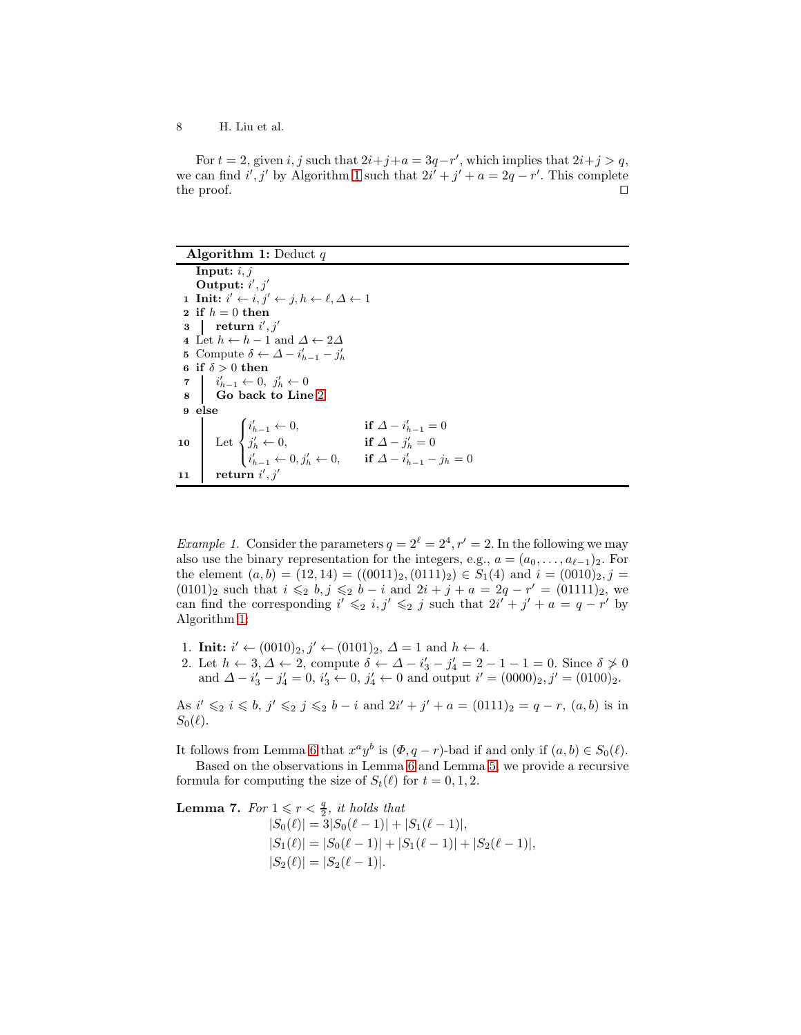For $t = 2$, given $i, j$ such that $2i+j+a = 3q-r'$, which implies that $2i+j > q$, we can find $i', j'$ by Algorithm 1 such that $2i' + j' + a = 2q - r'$. This complete the proof. ◻

---

**Algorithm 1:** Deduct $q$

```
   Input: i, j
   Output: i', j'
1  Init: i' ← i, j' ← j, h ← ℓ, Δ ← 1
2  if h = 0 then
3  |  return i', j'
4  Let h ← h − 1 and Δ ← 2Δ
5  Compute δ ← Δ − i'_{h−1} − j'_h
6  if δ > 0 then
7  |  i'_{h−1} ← 0, j'_h ← 0
8  |  Go back to Line 2
9  else
10 |  Let { i'_{h−1} ← 0,              if Δ − i'_{h−1} = 0
   |      { j'_h ← 0,                  if Δ − j'_h = 0
   |      { i'_{h−1} ← 0, j'_h ← 0,    if Δ − i'_{h−1} − j_h = 0
11 |  return i', j'
```

---

*Example 1.* Consider the parameters $q = 2^\ell = 2^4, r' = 2$. In the following we may also use the binary representation for the integers, e.g., $a = (a_0, \ldots, a_{\ell-1})_2$. For the element $(a, b) = (12, 14) = ((0011)_2, (0111)_2) \in S_1(4)$ and $i = (0010)_2, j = (0101)_2$ such that $i \leqslant_2 b, j \leqslant_2 b - i$ and $2i + j + a = 2q - r' = (01111)_2$, we can find the corresponding $i' \leqslant_2 i, j' \leqslant_2 j$ such that $2i' + j' + a = q - r'$ by Algorithm 1:

1. **Init:** $i' \leftarrow (0010)_2, j' \leftarrow (0101)_2$, $\Delta = 1$ and $h \leftarrow 4$.
2. Let $h \leftarrow 3, \Delta \leftarrow 2$, compute $\delta \leftarrow \Delta - i'_3 - j'_4 = 2 - 1 - 1 = 0$. Since $\delta \not> 0$ and $\Delta - i'_3 - j'_4 = 0$, $i'_3 \leftarrow 0$, $j'_4 \leftarrow 0$ and output $i' = (0000)_2, j' = (0100)_2$.

As $i' \leqslant_2 i \leqslant b$, $j' \leqslant_2 j \leqslant_2 b - i$ and $2i' + j' + a = (0111)_2 = q - r$, $(a, b)$ is in $S_0(\ell)$.

It follows from Lemma 6 that $x^a y^b$ is $(\Phi, q - r)$-bad if and only if $(a, b) \in S_0(\ell)$.

Based on the observations in Lemma 6 and Lemma 5, we provide a recursive formula for computing the size of $S_t(\ell)$ for $t = 0, 1, 2$.

**Lemma 7.** *For $1 \leqslant r < \frac{q}{2}$, it holds that*

$$|S_0(\ell)| = 3|S_0(\ell-1)| + |S_1(\ell-1)|,$$
$$|S_1(\ell)| = |S_0(\ell-1)| + |S_1(\ell-1)| + |S_2(\ell-1)|,$$
$$|S_2(\ell)| = |S_2(\ell-1)|.$$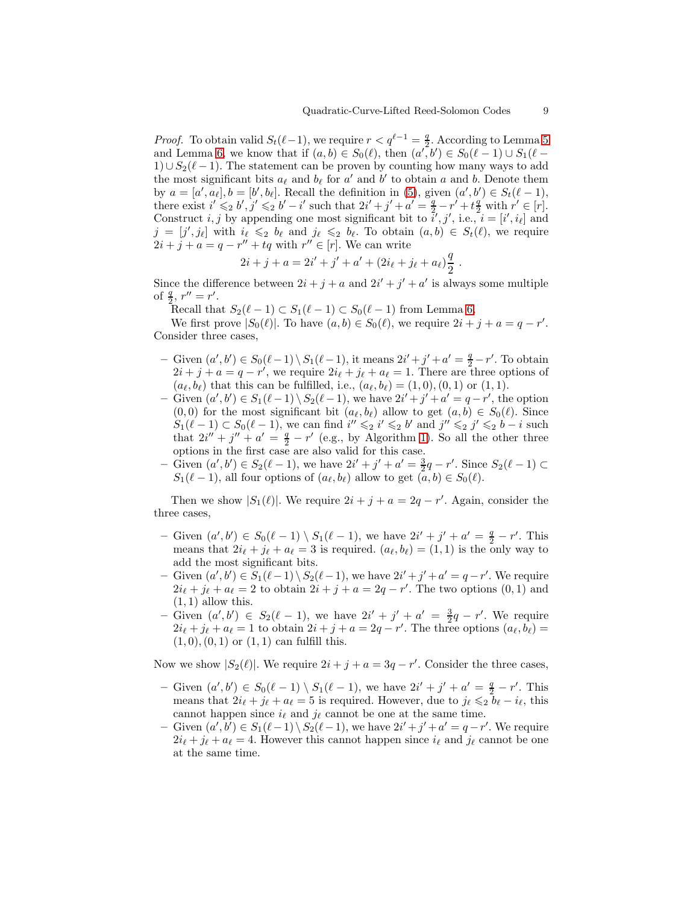*Proof.* To obtain valid $S_t(\ell-1)$, we require $r < q^{\ell-1} = \frac{q}{2}$. According to Lemma 5 and Lemma 6, we know that if $(a,b) \in S_0(\ell)$, then $(a',b') \in S_0(\ell-1) \cup S_1(\ell-1) \cup S_2(\ell-1)$. The statement can be proven by counting how many ways to add the most significant bits $a_\ell$ and $b_\ell$ for $a'$ and $b'$ to obtain $a$ and $b$. Denote them by $a = [a', a_\ell], b = [b', b_\ell]$. Recall the definition in (5), given $(a',b') \in S_t(\ell-1)$, there exist $i' \leqslant_2 b', j' \leqslant_2 b' - i'$ such that $2i' + j' + a' = \frac{q}{2} - r' + t\frac{q}{2}$ with $r' \in [r]$. Construct $i, j$ by appending one most significant bit to $i', j'$, i.e., $i = [i', i_\ell]$ and $j = [j', j_\ell]$ with $i_\ell \leqslant_2 b_\ell$ and $j_\ell \leqslant_2 b_\ell$. To obtain $(a,b) \in S_t(\ell)$, we require $2i + j + a = q - r'' + tq$ with $r'' \in [r]$. We can write

$$2i + j + a = 2i' + j' + a' + (2i_\ell + j_\ell + a_\ell)\frac{q}{2} \; .$$

Since the difference between $2i + j + a$ and $2i' + j' + a'$ is always some multiple of $\frac{q}{2}$, $r'' = r'$.

Recall that $S_2(\ell-1) \subset S_1(\ell-1) \subset S_0(\ell-1)$ from Lemma 6.

We first prove $|S_0(\ell)|$. To have $(a,b) \in S_0(\ell)$, we require $2i + j + a = q - r'$. Consider three cases,

- Given $(a',b') \in S_0(\ell-1) \setminus S_1(\ell-1)$, it means $2i' + j' + a' = \frac{q}{2} - r'$. To obtain $2i + j + a = q - r'$, we require $2i_\ell + j_\ell + a_\ell = 1$. There are three options of $(a_\ell, b_\ell)$ that this can be fulfilled, i.e., $(a_\ell, b_\ell) = (1,0), (0,1)$ or $(1,1)$.
- Given $(a',b') \in S_1(\ell-1) \setminus S_2(\ell-1)$, we have $2i' + j' + a' = q - r'$, the option $(0,0)$ for the most significant bit $(a_\ell, b_\ell)$ allow to get $(a,b) \in S_0(\ell)$. Since $S_1(\ell-1) \subset S_0(\ell-1)$, we can find $i'' \leqslant_2 i' \leqslant_2 b'$ and $j'' \leqslant_2 j' \leqslant_2 b - i$ such that $2i'' + j'' + a' = \frac{q}{2} - r'$ (e.g., by Algorithm 1). So all the other three options in the first case are also valid for this case.
- Given $(a',b') \in S_2(\ell-1)$, we have $2i' + j' + a' = \frac{3}{2}q - r'$. Since $S_2(\ell-1) \subset S_1(\ell-1)$, all four options of $(a_\ell, b_\ell)$ allow to get $(a,b) \in S_0(\ell)$.

Then we show $|S_1(\ell)|$. We require $2i + j + a = 2q - r'$. Again, consider the three cases,

- Given $(a',b') \in S_0(\ell-1) \setminus S_1(\ell-1)$, we have $2i' + j' + a' = \frac{q}{2} - r'$. This means that $2i_\ell + j_\ell + a_\ell = 3$ is required. $(a_\ell, b_\ell) = (1,1)$ is the only way to add the most significant bits.
- Given $(a',b') \in S_1(\ell-1) \setminus S_2(\ell-1)$, we have $2i' + j' + a' = q - r'$. We require $2i_\ell + j_\ell + a_\ell = 2$ to obtain $2i + j + a = 2q - r'$. The two options $(0,1)$ and $(1,1)$ allow this.
- Given $(a',b') \in S_2(\ell-1)$, we have $2i' + j' + a' = \frac{3}{2}q - r'$. We require $2i_\ell + j_\ell + a_\ell = 1$ to obtain $2i + j + a = 2q - r'$. The three options $(a_\ell, b_\ell) = (1,0), (0,1)$ or $(1,1)$ can fulfill this.

Now we show $|S_2(\ell)|$. We require $2i + j + a = 3q - r'$. Consider the three cases,

- Given $(a',b') \in S_0(\ell-1) \setminus S_1(\ell-1)$, we have $2i' + j' + a' = \frac{q}{2} - r'$. This means that $2i_\ell + j_\ell + a_\ell = 5$ is required. However, due to $j_\ell \leqslant_2 b_\ell - i_\ell$, this cannot happen since $i_\ell$ and $j_\ell$ cannot be one at the same time.
- Given $(a',b') \in S_1(\ell-1) \setminus S_2(\ell-1)$, we have $2i' + j' + a' = q - r'$. We require $2i_\ell + j_\ell + a_\ell = 4$. However this cannot happen since $i_\ell$ and $j_\ell$ cannot be one at the same time.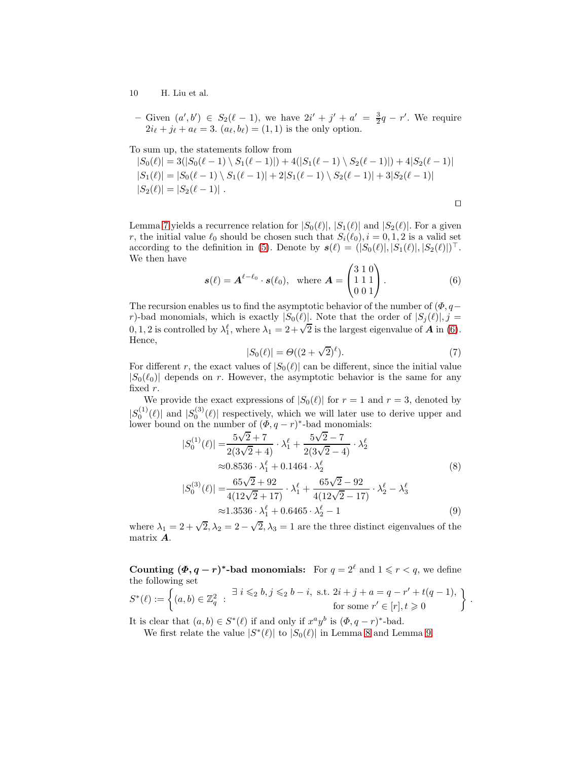– Given $(a', b') \in S_2(\ell-1)$, we have $2i' + j' + a' = \frac{3}{2}q - r'$. We require $2i_\ell + j_\ell + a_\ell = 3$. $(a_\ell, b_\ell) = (1,1)$ is the only option.

To sum up, the statements follow from

$$
\begin{aligned}
&|S_0(\ell)| = 3(|S_0(\ell-1) \setminus S_1(\ell-1)|) + 4(|S_1(\ell-1) \setminus S_2(\ell-1)|) + 4|S_2(\ell-1)| \\
&|S_1(\ell)| = |S_0(\ell-1) \setminus S_1(\ell-1)| + 2|S_1(\ell-1) \setminus S_2(\ell-1)| + 3|S_2(\ell-1)| \\
&|S_2(\ell)| = |S_2(\ell-1)| \ .
\end{aligned}
$$

□

Lemma 7 yields a recurrence relation for $|S_0(\ell)|$, $|S_1(\ell)|$ and $|S_2(\ell)|$. For a given $r$, the initial value $\ell_0$ should be chosen such that $S_i(\ell_0), i = 0,1,2$ is a valid set according to the definition in (5). Denote by $\boldsymbol{s}(\ell) = (|S_0(\ell)|, |S_1(\ell)|, |S_2(\ell)|)^\top$. We then have

$$
\boldsymbol{s}(\ell) = \boldsymbol{A}^{\ell-\ell_0} \cdot \boldsymbol{s}(\ell_0), \quad \text{where } \boldsymbol{A} = \begin{pmatrix} 3 & 1 & 0 \\ 1 & 1 & 1 \\ 0 & 0 & 1 \end{pmatrix}. \tag{6}
$$

The recursion enables us to find the asymptotic behavior of the number of $(\Phi, q-r)$-bad monomials, which is exactly $|S_0(\ell)|$. Note that the order of $|S_j(\ell)|, j = 0,1,2$ is controlled by $\lambda_1^\ell$, where $\lambda_1 = 2+\sqrt{2}$ is the largest eigenvalue of $\boldsymbol{A}$ in (6). Hence,

$$
|S_0(\ell)| = \Theta((2+\sqrt{2})^\ell). \tag{7}
$$

For different $r$, the exact values of $|S_0(\ell)|$ can be different, since the initial value $|S_0(\ell_0)|$ depends on $r$. However, the asymptotic behavior is the same for any fixed $r$.

We provide the exact expressions of $|S_0(\ell)|$ for $r = 1$ and $r = 3$, denoted by $|S_0^{(1)}(\ell)|$ and $|S_0^{(3)}(\ell)|$ respectively, which we will later use to derive upper and lower bound on the number of $(\Phi, q-r)^*$-bad monomials:

$$
\begin{aligned}
|S_0^{(1)}(\ell)| &= \frac{5\sqrt{2}+7}{2(3\sqrt{2}+4)} \cdot \lambda_1^\ell + \frac{5\sqrt{2}-7}{2(3\sqrt{2}-4)} \cdot \lambda_2^\ell \\
&\approx 0.8536 \cdot \lambda_1^\ell + 0.1464 \cdot \lambda_2^\ell
\end{aligned} \tag{8}
$$

$$
\begin{aligned}
|S_0^{(3)}(\ell)| &= \frac{65\sqrt{2}+92}{4(12\sqrt{2}+17)} \cdot \lambda_1^\ell + \frac{65\sqrt{2}-92}{4(12\sqrt{2}-17)} \cdot \lambda_2^\ell - \lambda_3^\ell \\
&\approx 1.3536 \cdot \lambda_1^\ell + 0.6465 \cdot \lambda_2^\ell - 1
\end{aligned} \tag{9}
$$

where $\lambda_1 = 2+\sqrt{2}, \lambda_2 = 2-\sqrt{2}, \lambda_3 = 1$ are the three distinct eigenvalues of the matrix $\boldsymbol{A}$.

**Counting $(\Phi, q-r)^*$-bad monomials:** For $q = 2^\ell$ and $1 \leqslant r < q$, we define the following set

$$
S^*(\ell) := \left\{ (a,b) \in \mathbb{Z}_q^2 \ : \ \begin{array}{r} \exists\ i \leqslant_2 b, j \leqslant_2 b-i, \text{ s.t. } 2i+j+a = q-r'+t(q-1), \\ \text{for some } r' \in [r], t \geqslant 0 \end{array} \right\}.
$$

It is clear that $(a,b) \in S^*(\ell)$ if and only if $x^a y^b$ is $(\Phi, q-r)^*$-bad.

We first relate the value $|S^*(\ell)|$ to $|S_0(\ell)|$ in Lemma 8 and Lemma 9.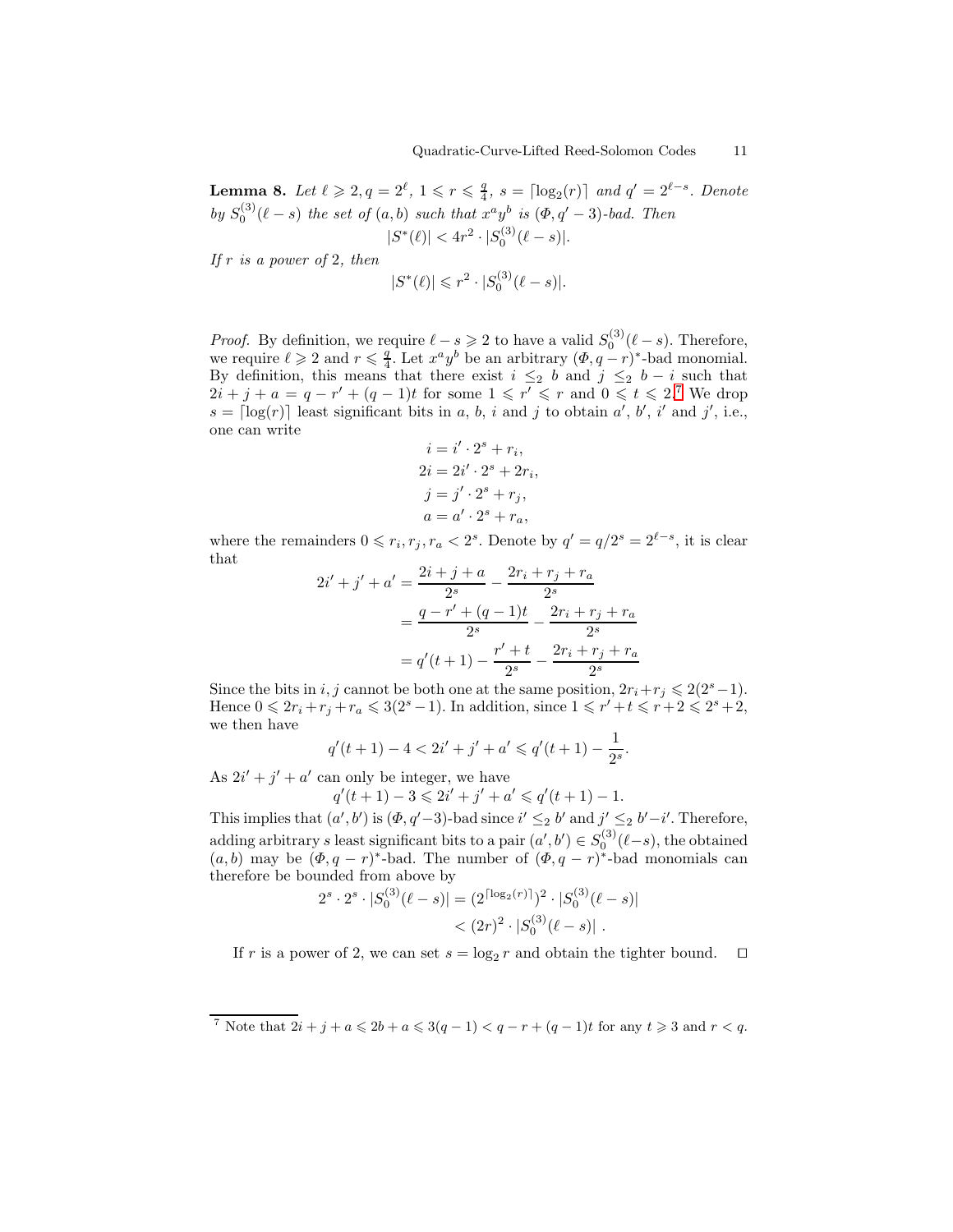**Lemma 8.** *Let $\ell \geqslant 2, q = 2^\ell$, $1 \leqslant r \leqslant \frac{q}{4}$, $s = \lceil \log_2(r) \rceil$ and $q' = 2^{\ell - s}$. Denote by $S_0^{(3)}(\ell - s)$ the set of $(a, b)$ such that $x^a y^b$ is $(\Phi, q' - 3)$-bad. Then*

$$|S^*(\ell)| < 4r^2 \cdot |S_0^{(3)}(\ell - s)|.$$

*If $r$ is a power of 2, then*

$$|S^*(\ell)| \leqslant r^2 \cdot |S_0^{(3)}(\ell - s)|.$$

*Proof.* By definition, we require $\ell - s \geqslant 2$ to have a valid $S_0^{(3)}(\ell - s)$. Therefore, we require $\ell \geqslant 2$ and $r \leqslant \frac{q}{4}$. Let $x^a y^b$ be an arbitrary $(\Phi, q - r)^*$-bad monomial. By definition, this means that there exist $i \leq_2 b$ and $j \leq_2 b - i$ such that $2i + j + a = q - r' + (q - 1)t$ for some $1 \leqslant r' \leqslant r$ and $0 \leqslant t \leqslant 2$.[7] We drop $s = \lceil \log(r) \rceil$ least significant bits in $a$, $b$, $i$ and $j$ to obtain $a'$, $b'$, $i'$ and $j'$, i.e., one can write

$$
\begin{aligned}
i &= i' \cdot 2^s + r_i, \\
2i &= 2i' \cdot 2^s + 2r_i, \\
j &= j' \cdot 2^s + r_j, \\
a &= a' \cdot 2^s + r_a,
\end{aligned}
$$

where the remainders $0 \leqslant r_i, r_j, r_a < 2^s$. Denote by $q' = q/2^s = 2^{\ell - s}$, it is clear that

$$
\begin{aligned}
2i' + j' + a' &= \frac{2i + j + a}{2^s} - \frac{2r_i + r_j + r_a}{2^s} \\
&= \frac{q - r' + (q - 1)t}{2^s} - \frac{2r_i + r_j + r_a}{2^s} \\
&= q'(t + 1) - \frac{r' + t}{2^s} - \frac{2r_i + r_j + r_a}{2^s}
\end{aligned}
$$

Since the bits in $i, j$ cannot be both one at the same position, $2r_i + r_j \leqslant 2(2^s - 1)$. Hence $0 \leqslant 2r_i + r_j + r_a \leqslant 3(2^s - 1)$. In addition, since $1 \leqslant r' + t \leqslant r + 2 \leqslant 2^s + 2$, we then have

$$q'(t + 1) - 4 < 2i' + j' + a' \leqslant q'(t + 1) - \frac{1}{2^s}.$$

As $2i' + j' + a'$ can only be integer, we have

$$q'(t + 1) - 3 \leqslant 2i' + j' + a' \leqslant q'(t + 1) - 1.$$

This implies that $(a', b')$ is $(\Phi, q' - 3)$-bad since $i' \leq_2 b'$ and $j' \leq_2 b' - i'$. Therefore, adding arbitrary $s$ least significant bits to a pair $(a', b') \in S_0^{(3)}(\ell - s)$, the obtained $(a, b)$ may be $(\Phi, q - r)^*$-bad. The number of $(\Phi, q - r)^*$-bad monomials can therefore be bounded from above by

$$
\begin{aligned}
2^s \cdot 2^s \cdot |S_0^{(3)}(\ell - s)| &= (2^{\lceil \log_2(r) \rceil})^2 \cdot |S_0^{(3)}(\ell - s)| \\
&< (2r)^2 \cdot |S_0^{(3)}(\ell - s)| \ .
\end{aligned}
$$

If $r$ is a power of 2, we can set $s = \log_2 r$ and obtain the tighter bound. $\square$

---

[7] Note that $2i + j + a \leqslant 2b + a \leqslant 3(q - 1) < q - r + (q - 1)t$ for any $t \geqslant 3$ and $r < q$.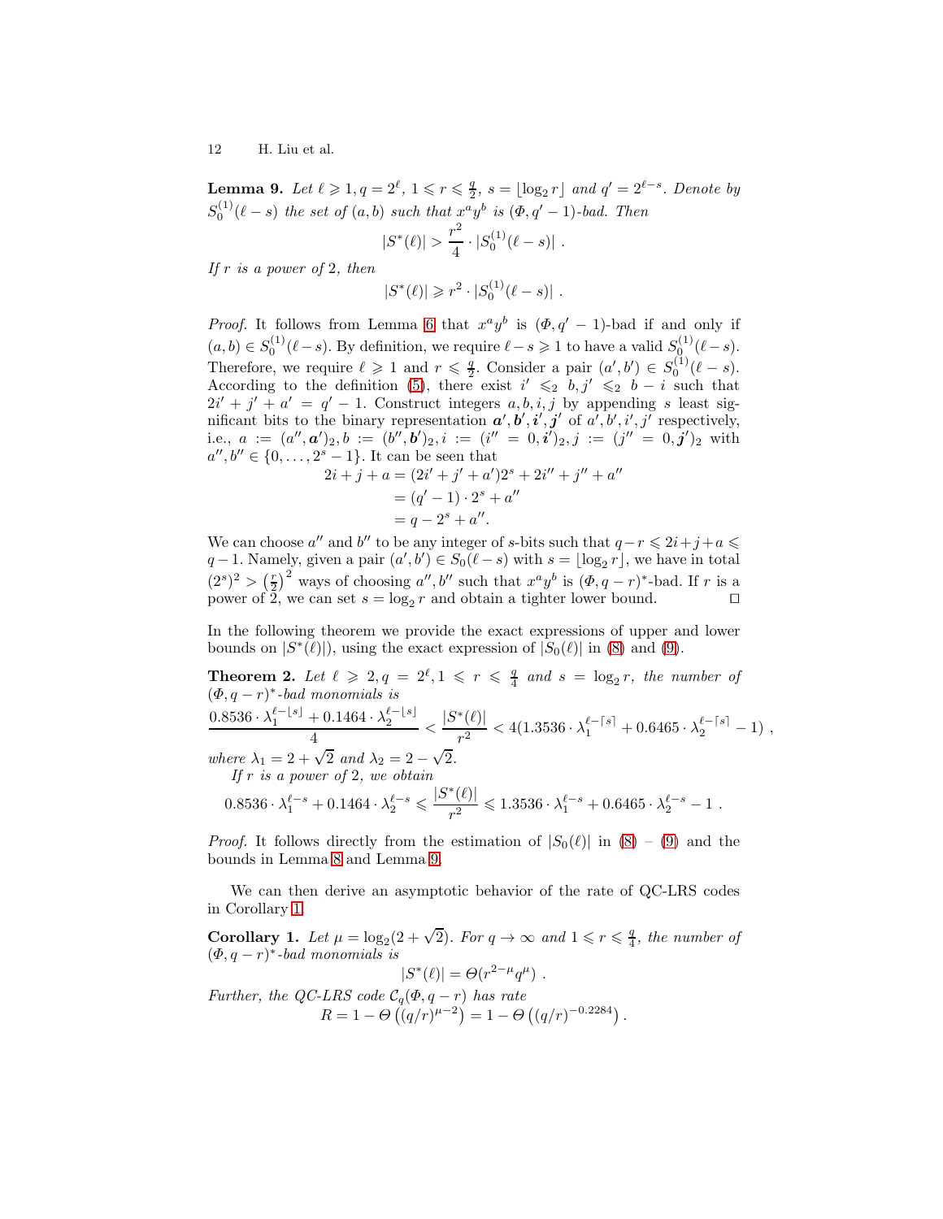**Lemma 9.** *Let $\ell \geqslant 1, q = 2^\ell$, $1 \leqslant r \leqslant \frac{q}{2}$, $s = \lfloor \log_2 r \rfloor$ and $q' = 2^{\ell - s}$. Denote by $S_0^{(1)}(\ell - s)$ the set of $(a, b)$ such that $x^a y^b$ is $(\Phi, q' - 1)$-bad. Then*

$$|S^*(\ell)| > \frac{r^2}{4} \cdot |S_0^{(1)}(\ell - s)| \ .$$

*If $r$ is a power of 2, then*

$$|S^*(\ell)| \geqslant r^2 \cdot |S_0^{(1)}(\ell - s)| \ .$$

*Proof.* It follows from Lemma 6 that $x^a y^b$ is $(\Phi, q' - 1)$-bad if and only if $(a, b) \in S_0^{(1)}(\ell - s)$. By definition, we require $\ell - s \geqslant 1$ to have a valid $S_0^{(1)}(\ell - s)$. Therefore, we require $\ell \geqslant 1$ and $r \leqslant \frac{q}{2}$. Consider a pair $(a', b') \in S_0^{(1)}(\ell - s)$. According to the definition (5), there exist $i' \leqslant_2 b, j' \leqslant_2 b - i$ such that $2i' + j' + a' = q' - 1$. Construct integers $a, b, i, j$ by appending $s$ least significant bits to the binary representation $\boldsymbol{a}', \boldsymbol{b}', \boldsymbol{i}', \boldsymbol{j}'$ of $a', b', i', j'$ respectively, i.e., $a := (a'', \boldsymbol{a}')_2, b := (b'', \boldsymbol{b}')_2, i := (i'' = 0, \boldsymbol{i}')_2, j := (j'' = 0, \boldsymbol{j}')_2$ with $a'', b'' \in \{0, \ldots, 2^s - 1\}$. It can be seen that

$$\begin{aligned}
2i + j + a &= (2i' + j' + a')2^s + 2i'' + j'' + a'' \\
&= (q' - 1) \cdot 2^s + a'' \\
&= q - 2^s + a''.
\end{aligned}$$

We can choose $a''$ and $b''$ to be any integer of $s$-bits such that $q - r \leqslant 2i + j + a \leqslant q - 1$. Namely, given a pair $(a', b') \in S_0(\ell - s)$ with $s = \lfloor \log_2 r \rfloor$, we have in total $(2^s)^2 > \left(\frac{r}{2}\right)^2$ ways of choosing $a'', b''$ such that $x^a y^b$ is $(\Phi, q - r)^*$-bad. If $r$ is a power of 2, we can set $s = \log_2 r$ and obtain a tighter lower bound. $\square$

In the following theorem we provide the exact expressions of upper and lower bounds on $|S^*(\ell)|$), using the exact expression of $|S_0(\ell)|$ in (8) and (9).

**Theorem 2.** *Let $\ell \geqslant 2, q = 2^\ell, 1 \leqslant r \leqslant \frac{q}{4}$ and $s = \log_2 r$, the number of $(\Phi, q - r)^*$-bad monomials is*

$$\frac{0.8536 \cdot \lambda_1^{\ell - \lfloor s \rfloor} + 0.1464 \cdot \lambda_2^{\ell - \lfloor s \rfloor}}{4} < \frac{|S^*(\ell)|}{r^2} < 4(1.3536 \cdot \lambda_1^{\ell - \lceil s \rceil} + 0.6465 \cdot \lambda_2^{\ell - \lceil s \rceil} - 1) \ ,$$

*where $\lambda_1 = 2 + \sqrt{2}$ and $\lambda_2 = 2 - \sqrt{2}$.*

*If $r$ is a power of 2, we obtain*

$$0.8536 \cdot \lambda_1^{\ell - s} + 0.1464 \cdot \lambda_2^{\ell - s} \leqslant \frac{|S^*(\ell)|}{r^2} \leqslant 1.3536 \cdot \lambda_1^{\ell - s} + 0.6465 \cdot \lambda_2^{\ell - s} - 1 \ .$$

*Proof.* It follows directly from the estimation of $|S_0(\ell)|$ in (8) – (9) and the bounds in Lemma 8 and Lemma 9.

We can then derive an asymptotic behavior of the rate of QC-LRS codes in Corollary 1.

**Corollary 1.** *Let $\mu = \log_2(2 + \sqrt{2})$. For $q \to \infty$ and $1 \leqslant r \leqslant \frac{q}{4}$, the number of $(\Phi, q - r)^*$-bad monomials is*

$$|S^*(\ell)| = \Theta(r^{2-\mu} q^\mu) \ .$$

*Further, the QC-LRS code $\mathcal{C}_q(\Phi, q - r)$ has rate*

$$R = 1 - \Theta\left((q/r)^{\mu - 2}\right) = 1 - \Theta\left((q/r)^{-0.2284}\right).$$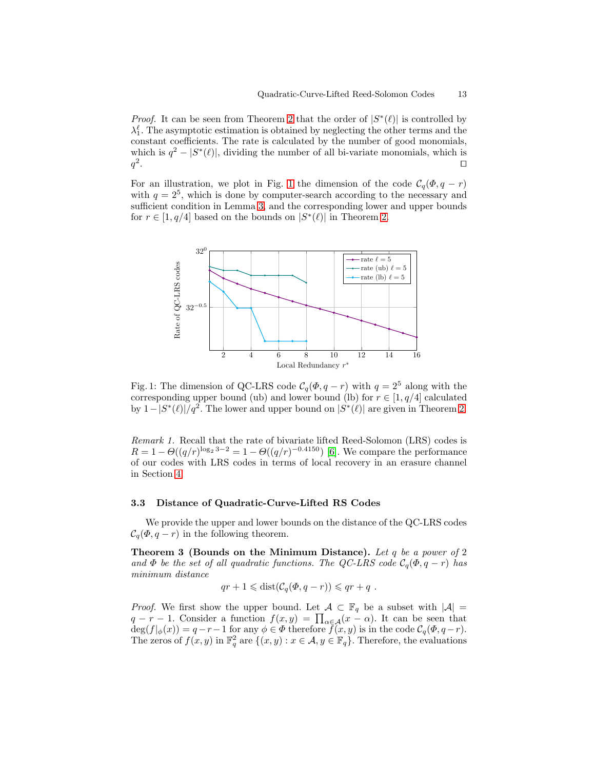*Proof.* It can be seen from Theorem 2 that the order of $|S^*(\ell)|$ is controlled by $\lambda_1^\ell$. The asymptotic estimation is obtained by neglecting the other terms and the constant coefficients. The rate is calculated by the number of good monomials, which is $q^2 - |S^*(\ell)|$, dividing the number of all bi-variate monomials, which is $q^2$. □

For an illustration, we plot in Fig. 1 the dimension of the code $\mathcal{C}_q(\Phi, q-r)$ with $q = 2^5$, which is done by computer-search according to the necessary and sufficient condition in Lemma 3, and the corresponding lower and upper bounds for $r \in [1, q/4]$ based on the bounds on $|S^*(\ell)|$ in Theorem 2.

Fig. 1: The dimension of QC-LRS code $\mathcal{C}_q(\Phi, q-r)$ with $q = 2^5$ along with the corresponding upper bound (ub) and lower bound (lb) for $r \in [1, q/4]$ calculated by $1 - |S^*(\ell)|/q^2$. The lower and upper bound on $|S^*(\ell)|$ are given in Theorem 2.

*Remark 1.* Recall that the rate of bivariate lifted Reed-Solomon (LRS) codes is $R = 1 - \Theta((q/r)^{\log_2 3 - 2} = 1 - \Theta((q/r)^{-0.4150})$ [6]. We compare the performance of our codes with LRS codes in terms of local recovery in an erasure channel in Section 4.

### 3.3 Distance of Quadratic-Curve-Lifted RS Codes

We provide the upper and lower bounds on the distance of the QC-LRS codes $\mathcal{C}_q(\Phi, q-r)$ in the following theorem.

**Theorem 3 (Bounds on the Minimum Distance).** *Let $q$ be a power of 2 and $\Phi$ be the set of all quadratic functions. The QC-LRS code $\mathcal{C}_q(\Phi, q-r)$ has minimum distance*

$$qr + 1 \leqslant \mathrm{dist}(\mathcal{C}_q(\Phi, q-r)) \leqslant qr + q\ .$$

*Proof.* We first show the upper bound. Let $\mathcal{A} \subset \mathbb{F}_q$ be a subset with $|\mathcal{A}| = q - r - 1$. Consider a function $f(x, y) = \prod_{\alpha \in \mathcal{A}}(x - \alpha)$. It can be seen that $\deg(f|_\phi(x)) = q - r - 1$ for any $\phi \in \Phi$ therefore $f(x, y)$ is in the code $\mathcal{C}_q(\Phi, q-r)$. The zeros of $f(x, y)$ in $\mathbb{F}_q^2$ are $\{(x, y) : x \in \mathcal{A}, y \in \mathbb{F}_q\}$. Therefore, the evaluations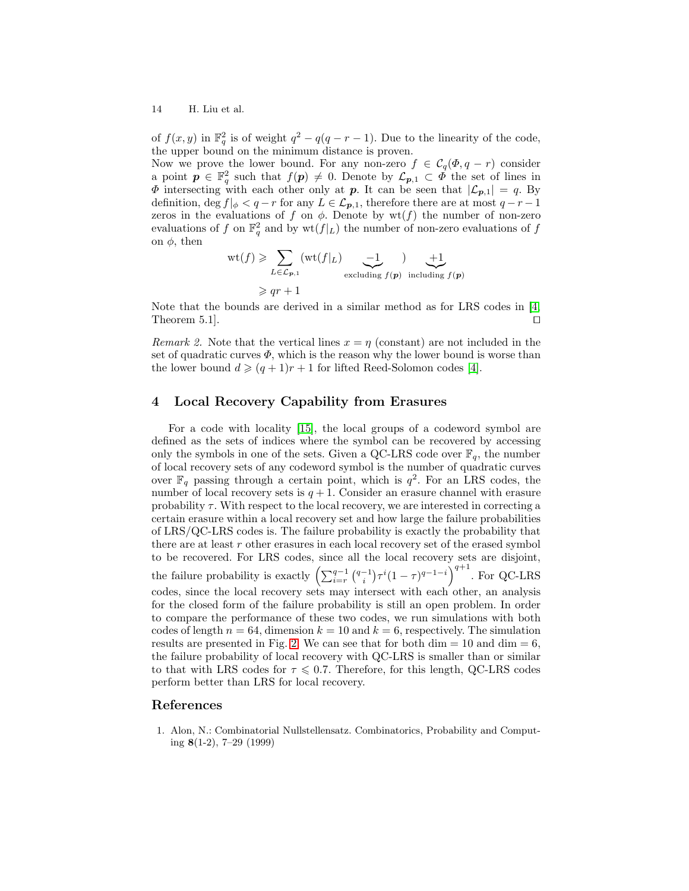of $f(x, y)$ in $\mathbb{F}_q^2$ is of weight $q^2 - q(q - r - 1)$. Due to the linearity of the code, the upper bound on the minimum distance is proven.

Now we prove the lower bound. For any non-zero $f \in \mathcal{C}_q(\Phi, q - r)$ consider a point $\boldsymbol{p} \in \mathbb{F}_q^2$ such that $f(\boldsymbol{p}) \neq 0$. Denote by $\mathcal{L}_{\boldsymbol{p},1} \subset \Phi$ the set of lines in $\Phi$ intersecting with each other only at $\boldsymbol{p}$. It can be seen that $|\mathcal{L}_{\boldsymbol{p},1}| = q$. By definition, $\deg f|_\phi < q - r$ for any $L \in \mathcal{L}_{\boldsymbol{p},1}$, therefore there are at most $q - r - 1$ zeros in the evaluations of $f$ on $\phi$. Denote by $\mathrm{wt}(f)$ the number of non-zero evaluations of $f$ on $\mathbb{F}_q^2$ and by $\mathrm{wt}(f|_L)$ the number of non-zero evaluations of $f$ on $\phi$, then

$$
\begin{aligned}
\mathrm{wt}(f) &\geqslant \sum_{L \in \mathcal{L}_{\boldsymbol{p},1}} (\mathrm{wt}(f|_L) \underbrace{-1}_{\text{excluding } f(\boldsymbol{p})}) \underbrace{+1}_{\text{including } f(\boldsymbol{p})} \\
&\geqslant qr + 1
\end{aligned}
$$

Note that the bounds are derived in a similar method as for LRS codes in [4, Theorem 5.1]. $\square$

*Remark 2.* Note that the vertical lines $x = \eta$ (constant) are not included in the set of quadratic curves $\Phi$, which is the reason why the lower bound is worse than the lower bound $d \geqslant (q + 1)r + 1$ for lifted Reed-Solomon codes [4].

## 4 Local Recovery Capability from Erasures

For a code with locality [15], the local groups of a codeword symbol are defined as the sets of indices where the symbol can be recovered by accessing only the symbols in one of the sets. Given a QC-LRS code over $\mathbb{F}_q$, the number of local recovery sets of any codeword symbol is the number of quadratic curves over $\mathbb{F}_q$ passing through a certain point, which is $q^2$. For an LRS codes, the number of local recovery sets is $q + 1$. Consider an erasure channel with erasure probability $\tau$. With respect to the local recovery, we are interested in correcting a certain erasure within a local recovery set and how large the failure probabilities of LRS/QC-LRS codes is. The failure probability is exactly the probability that there are at least $r$ other erasures in each local recovery set of the erased symbol to be recovered. For LRS codes, since all the local recovery sets are disjoint, the failure probability is exactly $\left(\sum_{i=r}^{q-1} \binom{q-1}{i} \tau^i (1-\tau)^{q-1-i}\right)^{q+1}$. For QC-LRS codes, since the local recovery sets may intersect with each other, an analysis for the closed form of the failure probability is still an open problem. In order to compare the performance of these two codes, we run simulations with both codes of length $n = 64$, dimension $k = 10$ and $k = 6$, respectively. The simulation results are presented in Fig. 2. We can see that for both dim $= 10$ and dim $= 6$, the failure probability of local recovery with QC-LRS is smaller than or similar to that with LRS codes for $\tau \leqslant 0.7$. Therefore, for this length, QC-LRS codes perform better than LRS for local recovery.

## References

1. Alon, N.: Combinatorial Nullstellensatz. Combinatorics, Probability and Computing **8**(1-2), 7–29 (1999)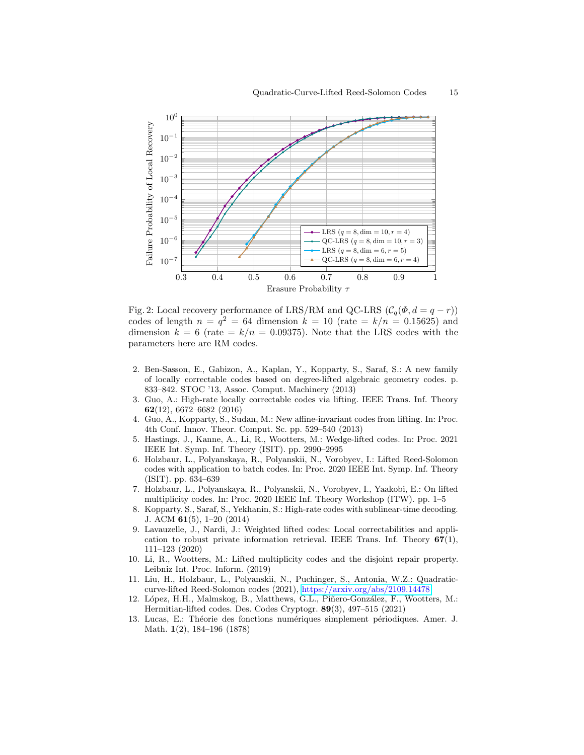Fig. 2: Local recovery performance of LRS/RM and QC-LRS ($\mathcal{C}_q(\Phi, d = q - r)$) codes of length $n = q^2 = 64$ dimension $k = 10$ (rate $= k/n = 0.15625$) and dimension $k = 6$ (rate $= k/n = 0.09375$). Note that the LRS codes with the parameters here are RM codes.

2. Ben-Sasson, E., Gabizon, A., Kaplan, Y., Kopparty, S., Saraf, S.: A new family of locally correctable codes based on degree-lifted algebraic geometry codes. p. 833–842. STOC '13, Assoc. Comput. Machinery (2013)
3. Guo, A.: High-rate locally correctable codes via lifting. IEEE Trans. Inf. Theory **62**(12), 6672–6682 (2016)
4. Guo, A., Kopparty, S., Sudan, M.: New affine-invariant codes from lifting. In: Proc. 4th Conf. Innov. Theor. Comput. Sc. pp. 529–540 (2013)
5. Hastings, J., Kanne, A., Li, R., Wootters, M.: Wedge-lifted codes. In: Proc. 2021 IEEE Int. Symp. Inf. Theory (ISIT). pp. 2990–2995
6. Holzbaur, L., Polyanskaya, R., Polyanskii, N., Vorobyev, I.: Lifted Reed-Solomon codes with application to batch codes. In: Proc. 2020 IEEE Int. Symp. Inf. Theory (ISIT). pp. 634–639
7. Holzbaur, L., Polyanskaya, R., Polyanskii, N., Vorobyev, I., Yaakobi, E.: On lifted multiplicity codes. In: Proc. 2020 IEEE Inf. Theory Workshop (ITW). pp. 1–5
8. Kopparty, S., Saraf, S., Yekhanin, S.: High-rate codes with sublinear-time decoding. J. ACM **61**(5), 1–20 (2014)
9. Lavauzelle, J., Nardi, J.: Weighted lifted codes: Local correctabilities and application to robust private information retrieval. IEEE Trans. Inf. Theory **67**(1), 111–123 (2020)
10. Li, R., Wootters, M.: Lifted multiplicity codes and the disjoint repair property. Leibniz Int. Proc. Inform. (2019)
11. Liu, H., Holzbaur, L., Polyanskii, N., Puchinger, S., Antonia, W.Z.: Quadratic-curve-lifted Reed-Solomon codes (2021), https://arxiv.org/abs/2109.14478
12. López, H.H., Malmskog, B., Matthews, G.L., Piñero-González, F., Wootters, M.: Hermitian-lifted codes. Des. Codes Cryptogr. **89**(3), 497–515 (2021)
13. Lucas, E.: Théorie des fonctions numériques simplement périodiques. Amer. J. Math. **1**(2), 184–196 (1878)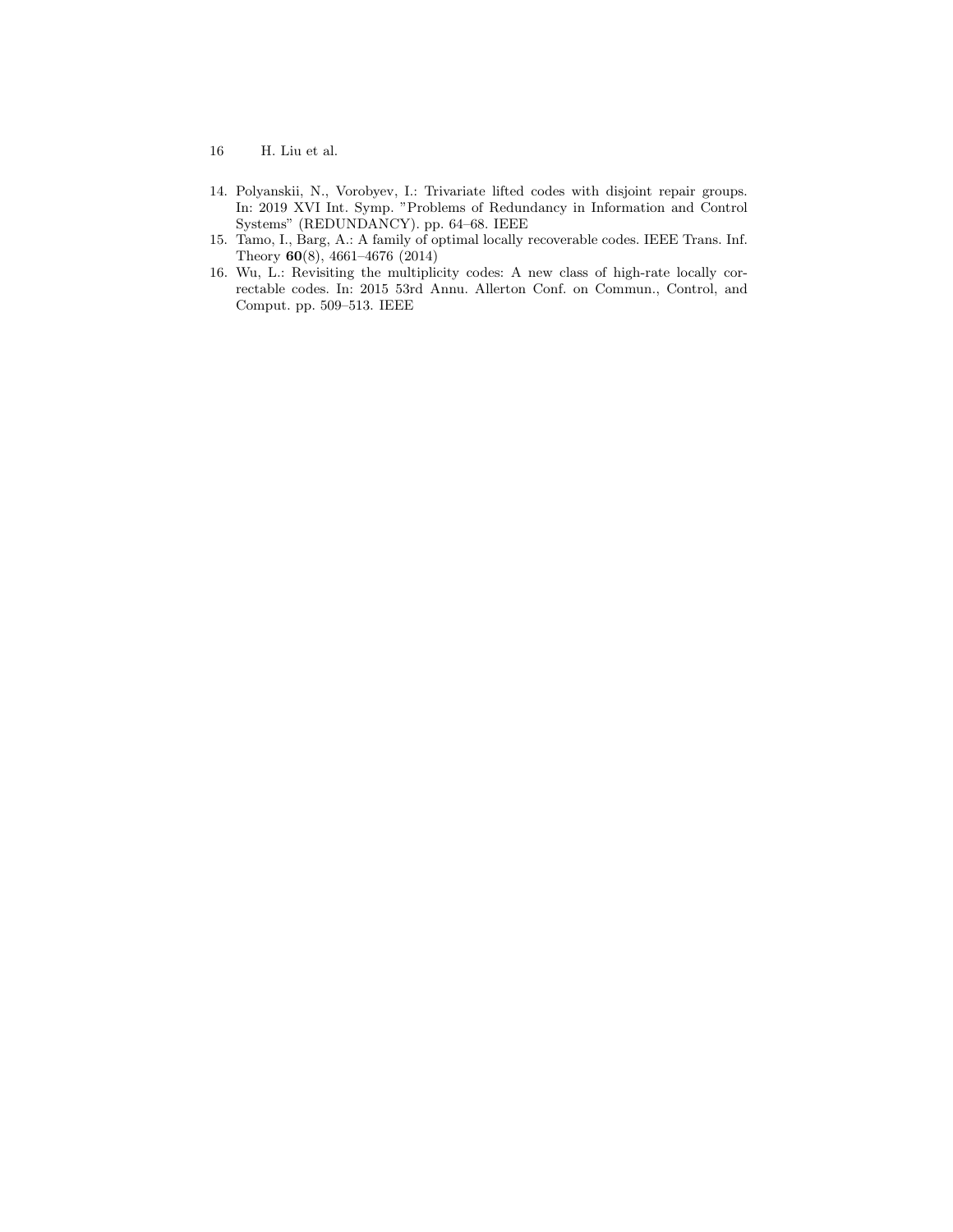14. Polyanskii, N., Vorobyev, I.: Trivariate lifted codes with disjoint repair groups. In: 2019 XVI Int. Symp. "Problems of Redundancy in Information and Control Systems" (REDUNDANCY). pp. 64–68. IEEE
15. Tamo, I., Barg, A.: A family of optimal locally recoverable codes. IEEE Trans. Inf. Theory **60**(8), 4661–4676 (2014)
16. Wu, L.: Revisiting the multiplicity codes: A new class of high-rate locally correctable codes. In: 2015 53rd Annu. Allerton Conf. on Commun., Control, and Comput. pp. 509–513. IEEE